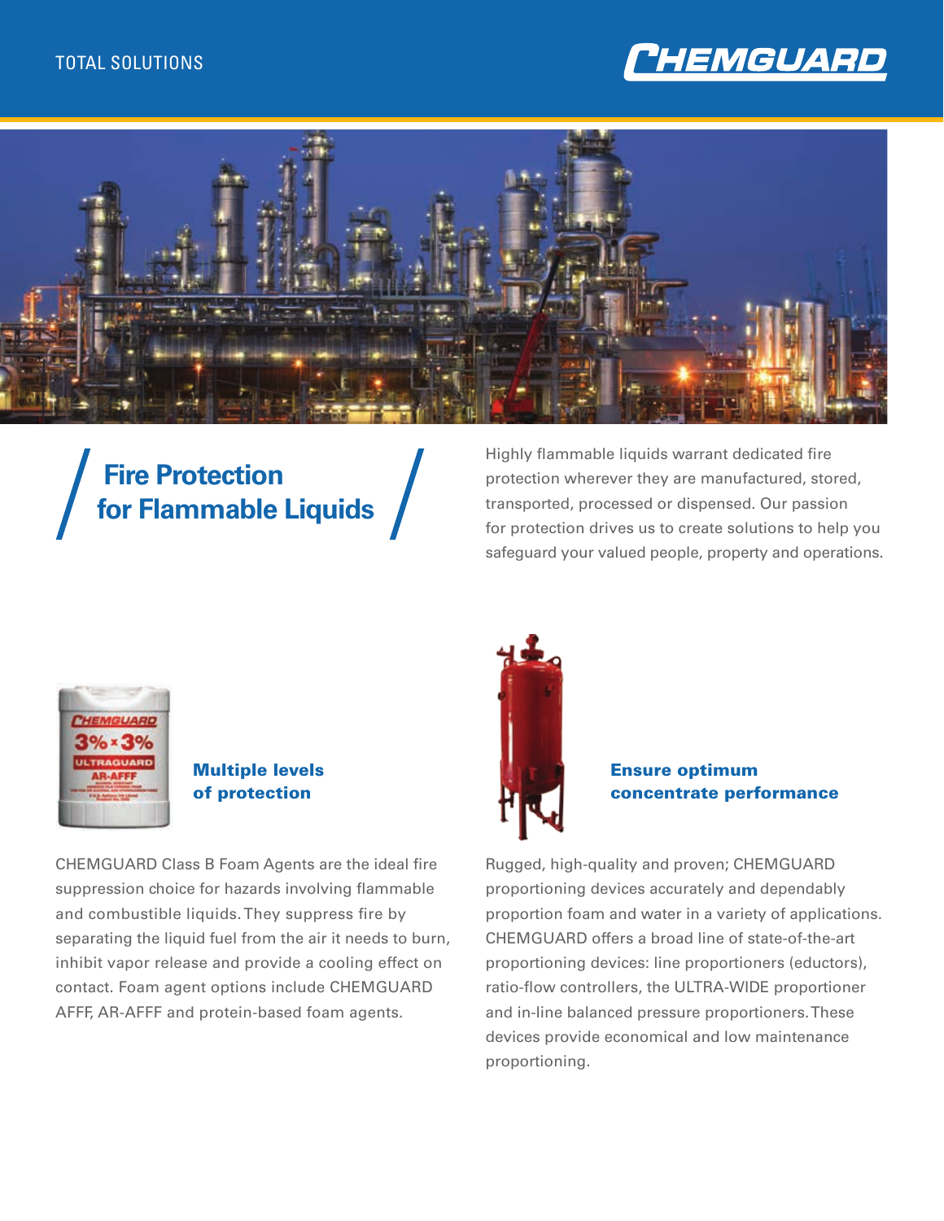TOTAL SOLUTIONS

# Fire Protection for Flammable Liquids

Highly flammable liquids warrant dedicated fire protection wherever they are manufactured, stored, transported, processed or dispensed. Our passion for protection drives us to create solutions to help you safeguard your valued people, property and operations.

## Multiple levels of protection

CHEMGUARD Class B Foam Agents are the ideal fire suppression choice for hazards involving flammable and combustible liquids. They suppress fire by separating the liquid fuel from the air it needs to burn, inhibit vapor release and provide a cooling effect on contact. Foam agent options include CHEMGUARD AFFF, AR-AFFF and protein-based foam agents.

## Ensure optimum concentrate performance

Rugged, high-quality and proven; CHEMGUARD proportioning devices accurately and dependably proportion foam and water in a variety of applications. CHEMGUARD offers a broad line of state-of-the-art proportioning devices: line proportioners (eductors), ratio-flow controllers, the ULTRA-WIDE proportioner and in-line balanced pressure proportioners. These devices provide economical and low maintenance proportioning.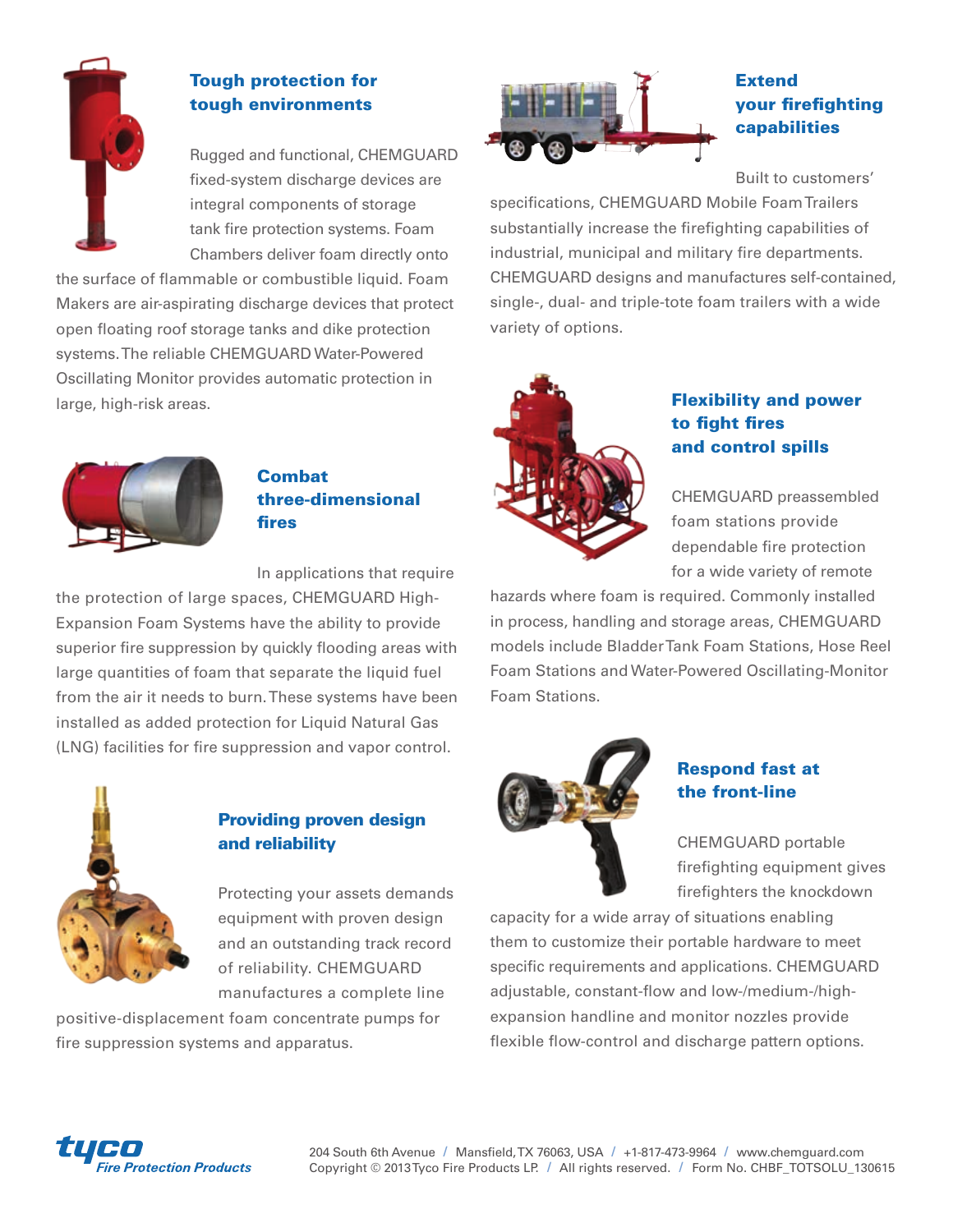## Tough protection for tough environments

Rugged and functional, CHEMGUARD fixed-system discharge devices are integral components of storage tank fire protection systems. Foam Chambers deliver foam directly onto the surface of flammable or combustible liquid. Foam Makers are air-aspirating discharge devices that protect open floating roof storage tanks and dike protection systems. The reliable CHEMGUARD Water-Powered Oscillating Monitor provides automatic protection in large, high-risk areas.

## Combat three-dimensional fires

In applications that require the protection of large spaces, CHEMGUARD High-Expansion Foam Systems have the ability to provide superior fire suppression by quickly flooding areas with large quantities of foam that separate the liquid fuel from the air it needs to burn. These systems have been installed as added protection for Liquid Natural Gas (LNG) facilities for fire suppression and vapor control.

## Providing proven design and reliability

Protecting your assets demands equipment with proven design and an outstanding track record of reliability. CHEMGUARD manufactures a complete line positive-displacement foam concentrate pumps for fire suppression systems and apparatus.

## Extend your firefighting capabilities

Built to customers' specifications, CHEMGUARD Mobile Foam Trailers substantially increase the firefighting capabilities of industrial, municipal and military fire departments. CHEMGUARD designs and manufactures self-contained, single-, dual- and triple-tote foam trailers with a wide variety of options.

## Flexibility and power to fight fires and control spills

CHEMGUARD preassembled foam stations provide dependable fire protection for a wide variety of remote hazards where foam is required. Commonly installed in process, handling and storage areas, CHEMGUARD models include Bladder Tank Foam Stations, Hose Reel Foam Stations and Water-Powered Oscillating-Monitor Foam Stations.

## Respond fast at the front-line

CHEMGUARD portable firefighting equipment gives firefighters the knockdown capacity for a wide array of situations enabling them to customize their portable hardware to meet specific requirements and applications. CHEMGUARD adjustable, constant-flow and low-/medium-/high-expansion handline and monitor nozzles provide flexible flow-control and discharge pattern options.

tyco Fire Protection Products

204 South 6th Avenue / Mansfield, TX 76063, USA / +1-817-473-9964 / www.chemguard.com
Copyright © 2013 Tyco Fire Products LP. / All rights reserved. / Form No. CHBF_TOTSOLU_130615